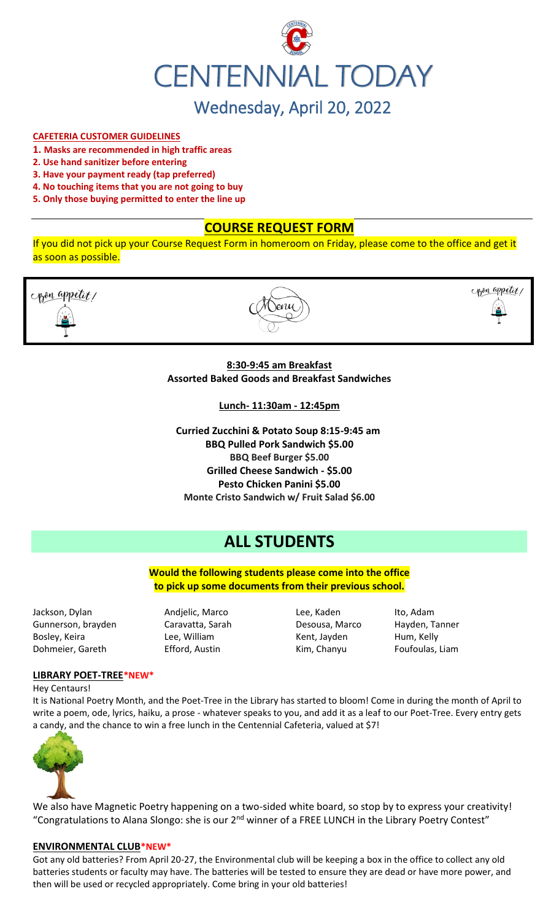# CENTENNIAL TODAY

## Wednesday, April 20, 2022

**CAFETERIA CUSTOMER GUIDELINES**

1. **Masks are recommended in high traffic areas**
2. **Use hand sanitizer before entering**
3. **Have your payment ready (tap preferred)**
4. **No touching items that you are not going to buy**
5. **Only those buying permitted to enter the line up**

## COURSE REQUEST FORM

If you did not pick up your Course Request Form in homeroom on Friday, please come to the office and get it as soon as possible.

Bon appetit! Menu Bon appetit!

**8:30-9:45 am Breakfast**
**Assorted Baked Goods and Breakfast Sandwiches**

**Lunch- 11:30am - 12:45pm**

**Curried Zucchini & Potato Soup 8:15-9:45 am**
**BBQ Pulled Pork Sandwich $5.00**
**BBQ Beef Burger $5.00**
**Grilled Cheese Sandwich - $5.00**
**Pesto Chicken Panini $5.00**
**Monte Cristo Sandwich w/ Fruit Salad $6.00**

# ALL STUDENTS

**Would the following students please come into the office to pick up some documents from their previous school.**

| | | | |
|---|---|---|---|
| Jackson, Dylan | Andjelic, Marco | Lee, Kaden | Ito, Adam |
| Gunnerson, brayden | Caravatta, Sarah | Desousa, Marco | Hayden, Tanner |
| Bosley, Keira | Lee, William | Kent, Jayden | Hum, Kelly |
| Dohmeier, Gareth | Efford, Austin | Kim, Chanyu | Foufoulas, Liam |

**LIBRARY POET-TREE*NEW***

Hey Centaurs!

It is National Poetry Month, and the Poet-Tree in the Library has started to bloom! Come in during the month of April to write a poem, ode, lyrics, haiku, a prose - whatever speaks to you, and add it as a leaf to our Poet-Tree. Every entry gets a candy, and the chance to win a free lunch in the Centennial Cafeteria, valued at $7!

We also have Magnetic Poetry happening on a two-sided white board, so stop by to express your creativity!
"Congratulations to Alana Slongo: she is our 2nd winner of a FREE LUNCH in the Library Poetry Contest"

**ENVIRONMENTAL CLUB*NEW***

Got any old batteries? From April 20-27, the Environmental club will be keeping a box in the office to collect any old batteries students or faculty may have. The batteries will be tested to ensure they are dead or have more power, and then will be used or recycled appropriately. Come bring in your old batteries!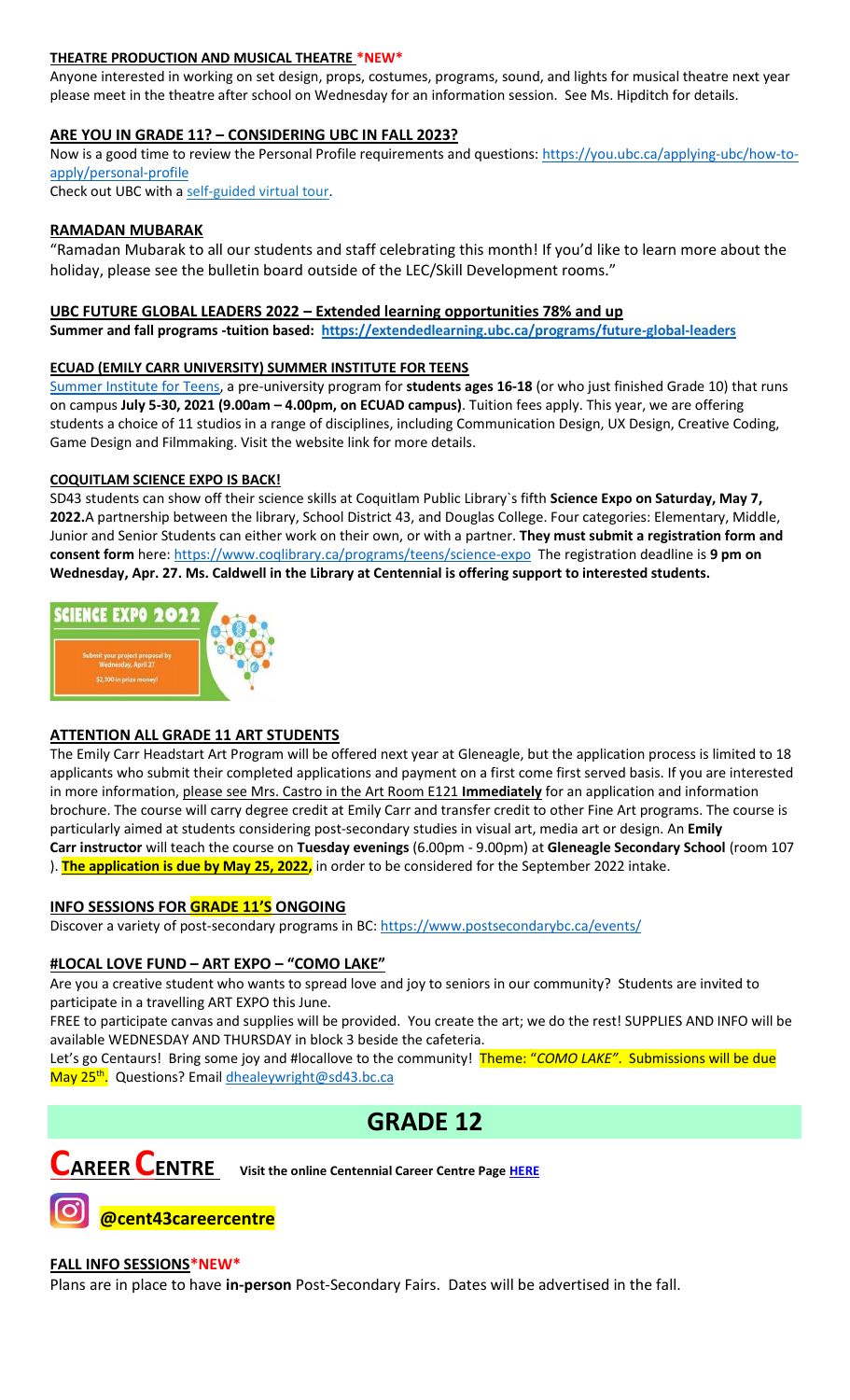### THEATRE PRODUCTION AND MUSICAL THEATRE *NEW*

Anyone interested in working on set design, props, costumes, programs, sound, and lights for musical theatre next year please meet in the theatre after school on Wednesday for an information session. See Ms. Hipditch for details.

### ARE YOU IN GRADE 11? – CONSIDERING UBC IN FALL 2023?

Now is a good time to review the Personal Profile requirements and questions: https://you.ubc.ca/applying-ubc/how-to-apply/personal-profile

Check out UBC with a self-guided virtual tour.

### RAMADAN MUBARAK

"Ramadan Mubarak to all our students and staff celebrating this month! If you'd like to learn more about the holiday, please see the bulletin board outside of the LEC/Skill Development rooms."

### UBC FUTURE GLOBAL LEADERS 2022 – Extended learning opportunities 78% and up

**Summer and fall programs -tuition based: https://extendedlearning.ubc.ca/programs/future-global-leaders**

### ECUAD (EMILY CARR UNIVERSITY) SUMMER INSTITUTE FOR TEENS

Summer Institute for Teens, a pre-university program for **students ages 16-18** (or who just finished Grade 10) that runs on campus **July 5-30, 2021 (9.00am – 4.00pm, on ECUAD campus)**. Tuition fees apply. This year, we are offering students a choice of 11 studios in a range of disciplines, including Communication Design, UX Design, Creative Coding, Game Design and Filmmaking. Visit the website link for more details.

### COQUITLAM SCIENCE EXPO IS BACK!

SD43 students can show off their science skills at Coquitlam Public Library`s fifth **Science Expo on Saturday, May 7, 2022.** A partnership between the library, School District 43, and Douglas College. Four categories: Elementary, Middle, Junior and Senior Students can either work on their own, or with a partner. **They must submit a registration form and consent form** here: https://www.coqlibrary.ca/programs/teens/science-expo The registration deadline is **9 pm on Wednesday, Apr. 27. Ms. Caldwell in the Library at Centennial is offering support to interested students.**

SCIENCE EXPO 2022

Submit your project proposal by Wednesday, April 27

$2,100 in prize money!

### ATTENTION ALL GRADE 11 ART STUDENTS

The Emily Carr Headstart Art Program will be offered next year at Gleneagle, but the application process is limited to 18 applicants who submit their completed applications and payment on a first come first served basis. If you are interested in more information, please see Mrs. Castro in the Art Room E121 **Immediately** for an application and information brochure. The course will carry degree credit at Emily Carr and transfer credit to other Fine Art programs. The course is particularly aimed at students considering post-secondary studies in visual art, media art or design. An **Emily Carr instructor** will teach the course on **Tuesday evenings** (6.00pm - 9.00pm) at **Gleneagle Secondary School** (room 107 ). **The application is due by May 25, 2022,** in order to be considered for the September 2022 intake.

### INFO SESSIONS FOR GRADE 11'S ONGOING

Discover a variety of post-secondary programs in BC: https://www.postsecondarybc.ca/events/

### #LOCAL LOVE FUND – ART EXPO – "COMO LAKE"

Are you a creative student who wants to spread love and joy to seniors in our community? Students are invited to participate in a travelling ART EXPO this June.

FREE to participate canvas and supplies will be provided. You create the art; we do the rest! SUPPLIES AND INFO will be available WEDNESDAY AND THURSDAY in block 3 beside the cafeteria.

Let's go Centaurs! Bring some joy and #locallove to the community! Theme: "*COMO LAKE*". Submissions will be due May 25th. Questions? Email dhealeywright@sd43.bc.ca

# GRADE 12

## CAREER CENTRE

**Visit the online Centennial Career Centre Page HERE**

**@cent43careercentre**

### FALL INFO SESSIONS *NEW*

Plans are in place to have **in-person** Post-Secondary Fairs. Dates will be advertised in the fall.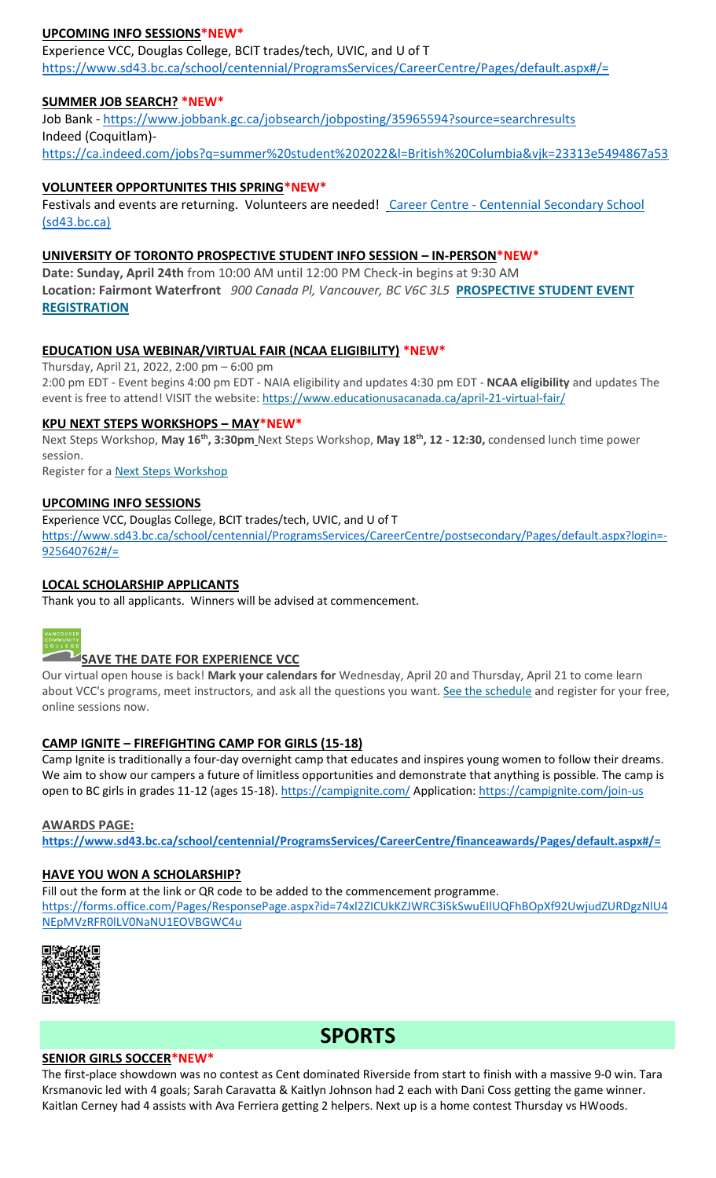**UPCOMING INFO SESSIONS*NEW***

Experience VCC, Douglas College, BCIT trades/tech, UVIC, and U of T
https://www.sd43.bc.ca/school/centennial/ProgramsServices/CareerCentre/Pages/default.aspx#/=

**SUMMER JOB SEARCH? *NEW***

Job Bank - https://www.jobbank.gc.ca/jobsearch/jobposting/35965594?source=searchresults
Indeed (Coquitlam)-
https://ca.indeed.com/jobs?q=summer%20student%202022&l=British%20Columbia&vjk=23313e5494867a53

**VOLUNTEER OPPORTUNITES THIS SPRING*NEW***

Festivals and events are returning. Volunteers are needed! Career Centre - Centennial Secondary School (sd43.bc.ca)

**UNIVERSITY OF TORONTO PROSPECTIVE STUDENT INFO SESSION – IN-PERSON*NEW***

**Date: Sunday, April 24th** from 10:00 AM until 12:00 PM Check-in begins at 9:30 AM
**Location: Fairmont Waterfront** *900 Canada Pl, Vancouver, BC V6C 3L5* **PROSPECTIVE STUDENT EVENT REGISTRATION**

**EDUCATION USA WEBINAR/VIRTUAL FAIR (NCAA ELIGIBILITY) *NEW***

Thursday, April 21, 2022, 2:00 pm – 6:00 pm
2:00 pm EDT - Event begins 4:00 pm EDT - NAIA eligibility and updates 4:30 pm EDT - **NCAA eligibility** and updates The event is free to attend! VISIT the website: https://www.educationusacanada.ca/april-21-virtual-fair/

**KPU NEXT STEPS WORKSHOPS – MAY*NEW***

Next Steps Workshop, **May 16th, 3:30pm** Next Steps Workshop, **May 18th, 12 - 12:30,** condensed lunch time power session.
Register for a Next Steps Workshop

**UPCOMING INFO SESSIONS**

Experience VCC, Douglas College, BCIT trades/tech, UVIC, and U of T
https://www.sd43.bc.ca/school/centennial/ProgramsServices/CareerCentre/postsecondary/Pages/default.aspx?login=-925640762#/=

**LOCAL SCHOLARSHIP APPLICANTS**

Thank you to all applicants. Winners will be advised at commencement.

**SAVE THE DATE FOR EXPERIENCE VCC**

Our virtual open house is back! **Mark your calendars for** Wednesday, April 20 and Thursday, April 21 to come learn about VCC's programs, meet instructors, and ask all the questions you want. See the schedule and register for your free, online sessions now.

**CAMP IGNITE – FIREFIGHTING CAMP FOR GIRLS (15-18)**

Camp Ignite is traditionally a four-day overnight camp that educates and inspires young women to follow their dreams. We aim to show our campers a future of limitless opportunities and demonstrate that anything is possible. The camp is open to BC girls in grades 11-12 (ages 15-18). https://campignite.com/ Application: https://campignite.com/join-us

**AWARDS PAGE:**

**https://www.sd43.bc.ca/school/centennial/ProgramsServices/CareerCentre/financeawards/Pages/default.aspx#/=**

**HAVE YOU WON A SCHOLARSHIP?**

Fill out the form at the link or QR code to be added to the commencement programme.
https://forms.office.com/Pages/ResponsePage.aspx?id=74xl2ZICUkKZJWRC3iSkSwuEIlUQFhBOpXf92UwjudZURDgzNlU4NEpMVzRFR0lLV0NaNU1EOVBGWC4u

# SPORTS

**SENIOR GIRLS SOCCER*NEW***

The first-place showdown was no contest as Cent dominated Riverside from start to finish with a massive 9-0 win. Tara Krsmanovic led with 4 goals; Sarah Caravatta & Kaitlyn Johnson had 2 each with Dani Coss getting the game winner. Kaitlan Cerney had 4 assists with Ava Ferriera getting 2 helpers. Next up is a home contest Thursday vs HWoods.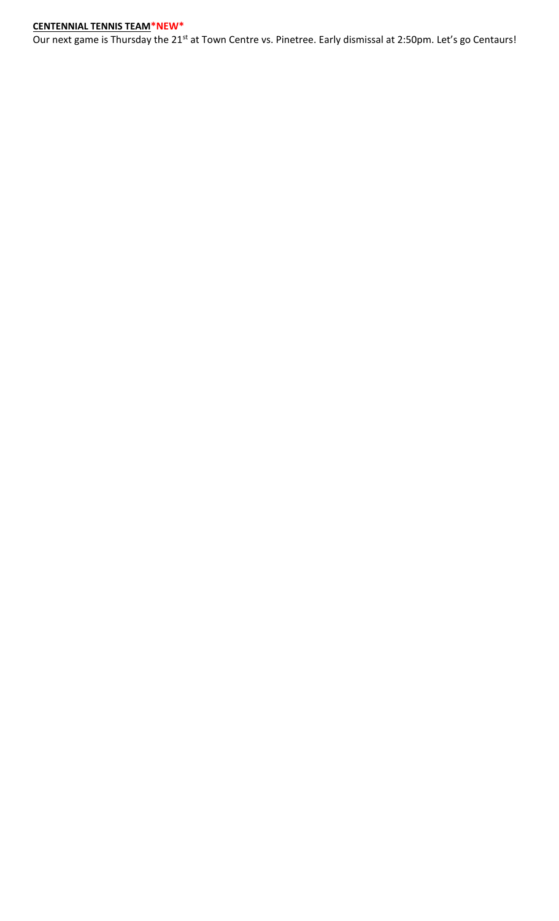**CENTENNIAL TENNIS TEAM*NEW***

Our next game is Thursday the 21st at Town Centre vs. Pinetree. Early dismissal at 2:50pm. Let's go Centaurs!